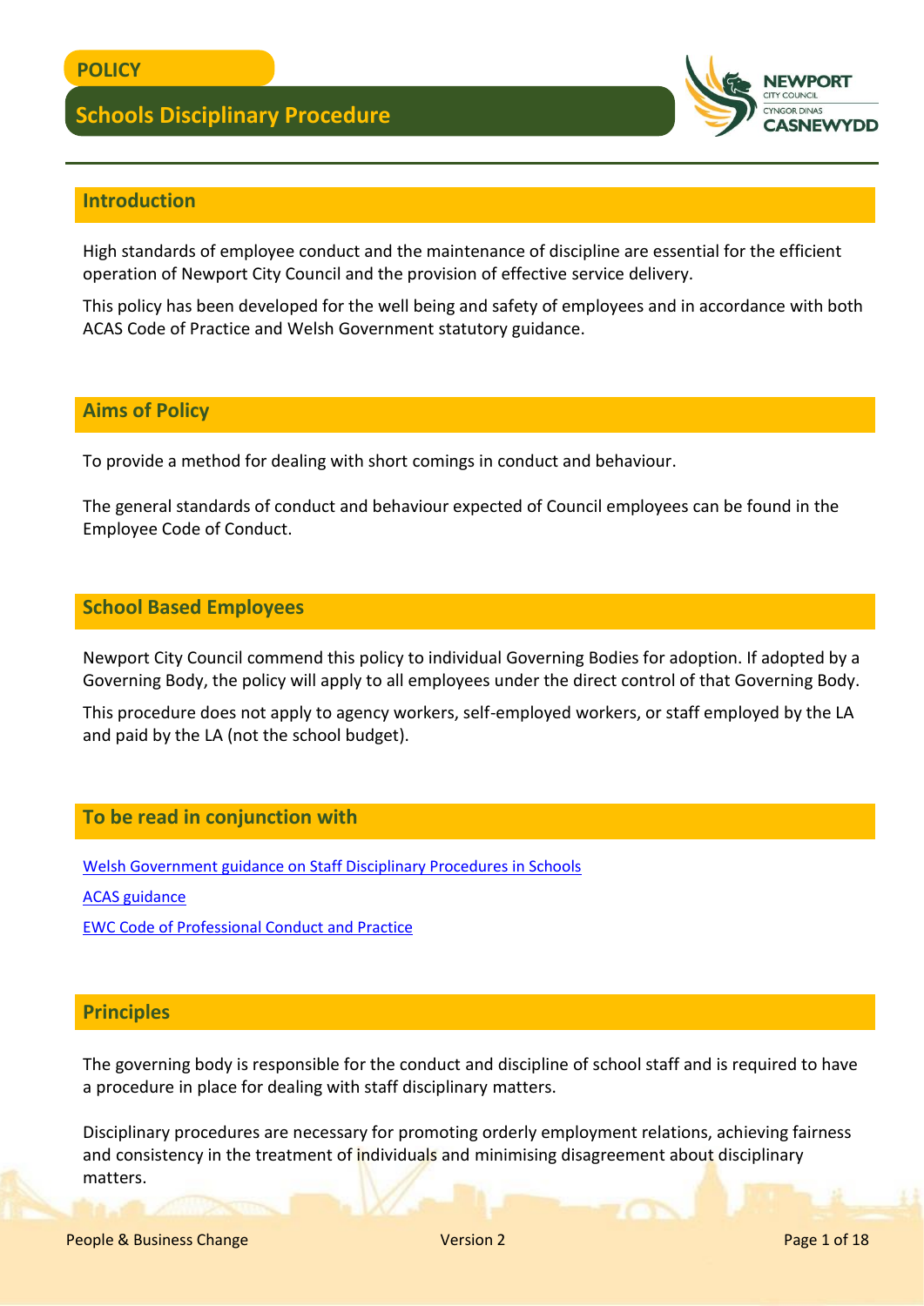POLICY

# Schools Disciplinary Procedure

## Introduction

High standards of employee conduct and the maintenance of discipline are essential for the efficient operation of Newport City Council and the provision of effective service delivery.

This policy has been developed for the well being and safety of employees and in accordance with both ACAS Code of Practice and Welsh Government statutory guidance.

## Aims of Policy

To provide a method for dealing with short comings in conduct and behaviour.

The general standards of conduct and behaviour expected of Council employees can be found in the Employee Code of Conduct.

## School Based Employees

Newport City Council commend this policy to individual Governing Bodies for adoption. If adopted by a Governing Body, the policy will apply to all employees under the direct control of that Governing Body.

This procedure does not apply to agency workers, self-employed workers, or staff employed by the LA and paid by the LA (not the school budget).

## To be read in conjunction with

Welsh Government guidance on Staff Disciplinary Procedures in Schools

ACAS guidance

EWC Code of Professional Conduct and Practice

## Principles

The governing body is responsible for the conduct and discipline of school staff and is required to have a procedure in place for dealing with staff disciplinary matters.

Disciplinary procedures are necessary for promoting orderly employment relations, achieving fairness and consistency in the treatment of individuals and minimising disagreement about disciplinary matters.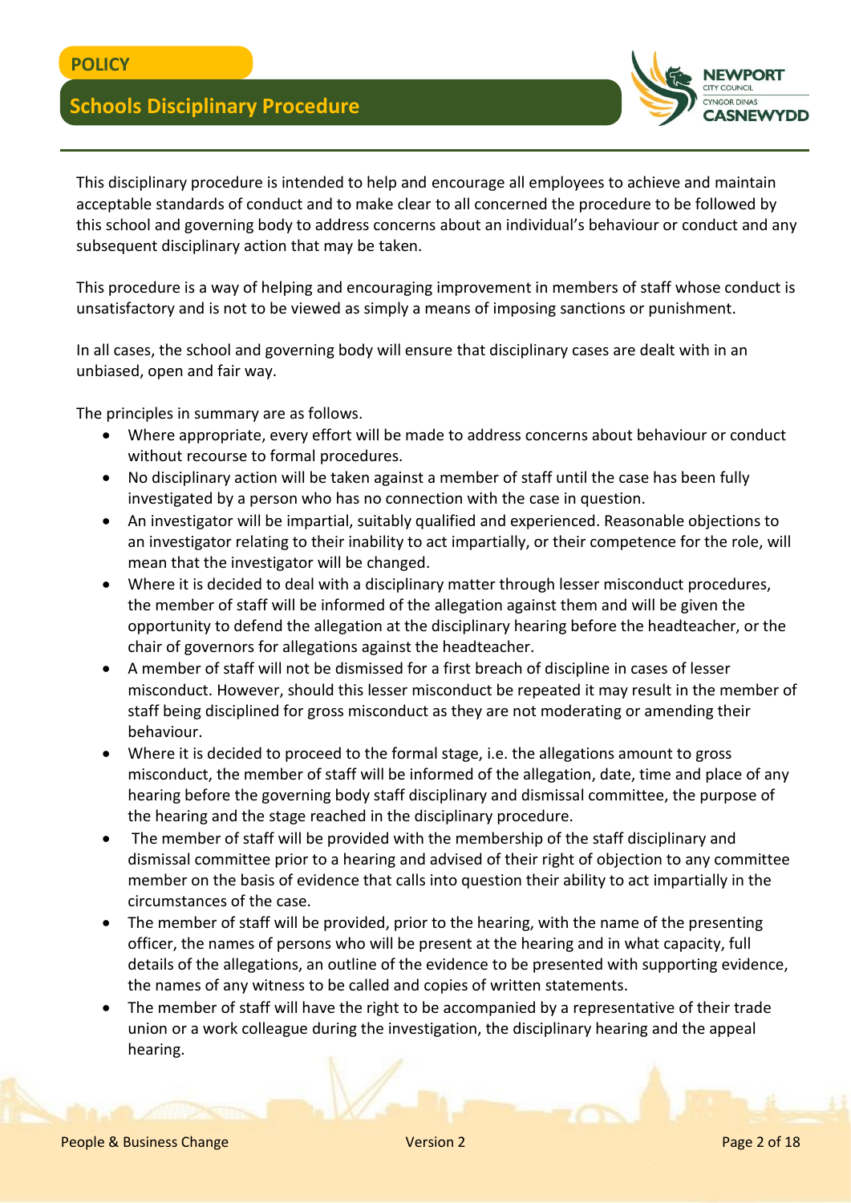This disciplinary procedure is intended to help and encourage all employees to achieve and maintain acceptable standards of conduct and to make clear to all concerned the procedure to be followed by this school and governing body to address concerns about an individual's behaviour or conduct and any subsequent disciplinary action that may be taken.

This procedure is a way of helping and encouraging improvement in members of staff whose conduct is unsatisfactory and is not to be viewed as simply a means of imposing sanctions or punishment.

In all cases, the school and governing body will ensure that disciplinary cases are dealt with in an unbiased, open and fair way.

The principles in summary are as follows.

- Where appropriate, every effort will be made to address concerns about behaviour or conduct without recourse to formal procedures.
- No disciplinary action will be taken against a member of staff until the case has been fully investigated by a person who has no connection with the case in question.
- An investigator will be impartial, suitably qualified and experienced. Reasonable objections to an investigator relating to their inability to act impartially, or their competence for the role, will mean that the investigator will be changed.
- Where it is decided to deal with a disciplinary matter through lesser misconduct procedures, the member of staff will be informed of the allegation against them and will be given the opportunity to defend the allegation at the disciplinary hearing before the headteacher, or the chair of governors for allegations against the headteacher.
- A member of staff will not be dismissed for a first breach of discipline in cases of lesser misconduct. However, should this lesser misconduct be repeated it may result in the member of staff being disciplined for gross misconduct as they are not moderating or amending their behaviour.
- Where it is decided to proceed to the formal stage, i.e. the allegations amount to gross misconduct, the member of staff will be informed of the allegation, date, time and place of any hearing before the governing body staff disciplinary and dismissal committee, the purpose of the hearing and the stage reached in the disciplinary procedure.
- The member of staff will be provided with the membership of the staff disciplinary and dismissal committee prior to a hearing and advised of their right of objection to any committee member on the basis of evidence that calls into question their ability to act impartially in the circumstances of the case.
- The member of staff will be provided, prior to the hearing, with the name of the presenting officer, the names of persons who will be present at the hearing and in what capacity, full details of the allegations, an outline of the evidence to be presented with supporting evidence, the names of any witness to be called and copies of written statements.
- The member of staff will have the right to be accompanied by a representative of their trade union or a work colleague during the investigation, the disciplinary hearing and the appeal hearing.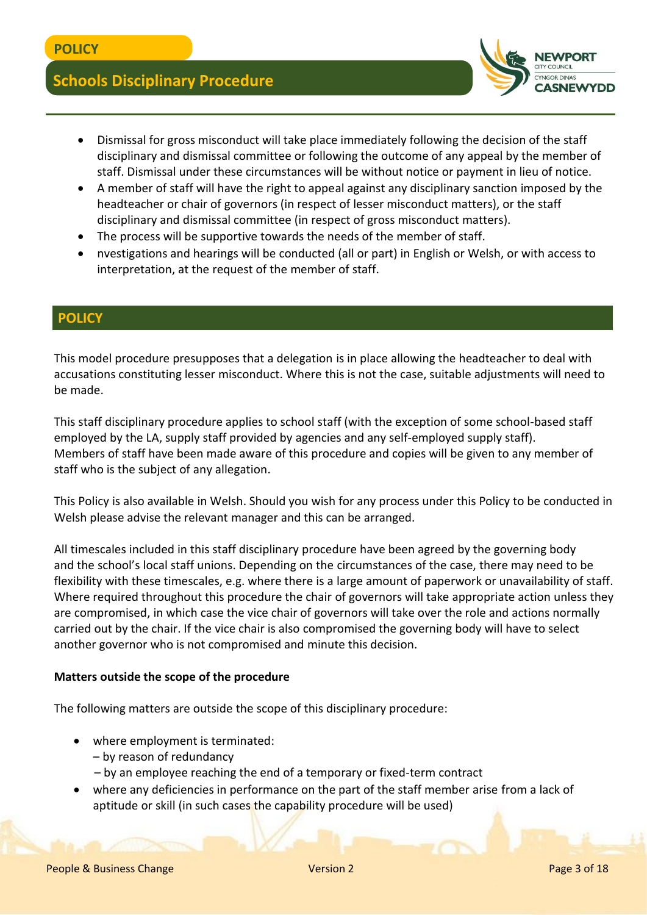- Dismissal for gross misconduct will take place immediately following the decision of the staff disciplinary and dismissal committee or following the outcome of any appeal by the member of staff. Dismissal under these circumstances will be without notice or payment in lieu of notice.
- A member of staff will have the right to appeal against any disciplinary sanction imposed by the headteacher or chair of governors (in respect of lesser misconduct matters), or the staff disciplinary and dismissal committee (in respect of gross misconduct matters).
- The process will be supportive towards the needs of the member of staff.
- nvestigations and hearings will be conducted (all or part) in English or Welsh, or with access to interpretation, at the request of the member of staff.

## POLICY

This model procedure presupposes that a delegation is in place allowing the headteacher to deal with accusations constituting lesser misconduct. Where this is not the case, suitable adjustments will need to be made.

This staff disciplinary procedure applies to school staff (with the exception of some school-based staff employed by the LA, supply staff provided by agencies and any self-employed supply staff). Members of staff have been made aware of this procedure and copies will be given to any member of staff who is the subject of any allegation.

This Policy is also available in Welsh. Should you wish for any process under this Policy to be conducted in Welsh please advise the relevant manager and this can be arranged.

All timescales included in this staff disciplinary procedure have been agreed by the governing body and the school's local staff unions. Depending on the circumstances of the case, there may need to be flexibility with these timescales, e.g. where there is a large amount of paperwork or unavailability of staff. Where required throughout this procedure the chair of governors will take appropriate action unless they are compromised, in which case the vice chair of governors will take over the role and actions normally carried out by the chair. If the vice chair is also compromised the governing body will have to select another governor who is not compromised and minute this decision.

**Matters outside the scope of the procedure**

The following matters are outside the scope of this disciplinary procedure:

- where employment is terminated:
  – by reason of redundancy
  – by an employee reaching the end of a temporary or fixed-term contract
- where any deficiencies in performance on the part of the staff member arise from a lack of aptitude or skill (in such cases the capability procedure will be used)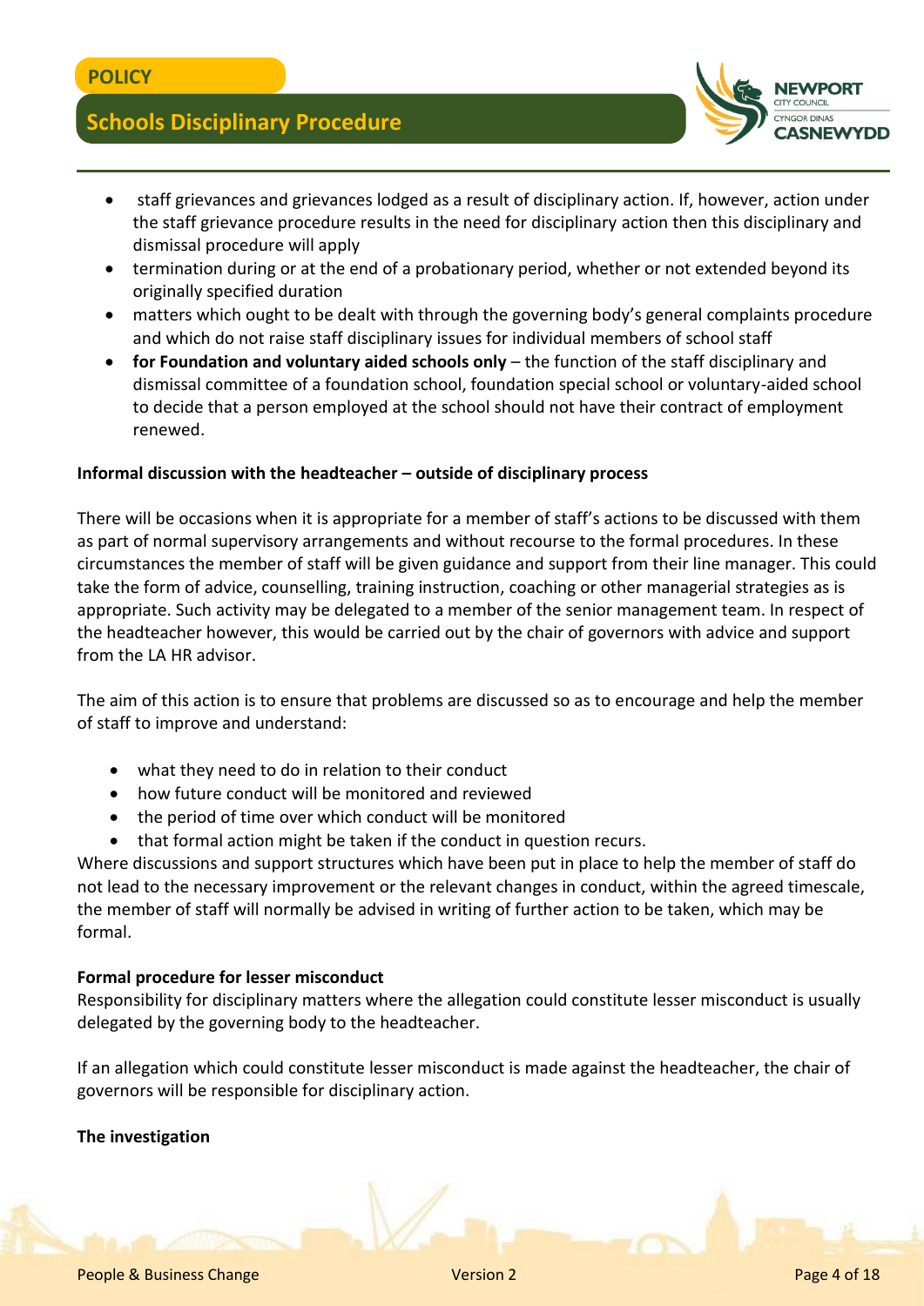- staff grievances and grievances lodged as a result of disciplinary action. If, however, action under the staff grievance procedure results in the need for disciplinary action then this disciplinary and dismissal procedure will apply
- termination during or at the end of a probationary period, whether or not extended beyond its originally specified duration
- matters which ought to be dealt with through the governing body's general complaints procedure and which do not raise staff disciplinary issues for individual members of school staff
- **for Foundation and voluntary aided schools only** – the function of the staff disciplinary and dismissal committee of a foundation school, foundation special school or voluntary-aided school to decide that a person employed at the school should not have their contract of employment renewed.

**Informal discussion with the headteacher – outside of disciplinary process**

There will be occasions when it is appropriate for a member of staff's actions to be discussed with them as part of normal supervisory arrangements and without recourse to the formal procedures. In these circumstances the member of staff will be given guidance and support from their line manager. This could take the form of advice, counselling, training instruction, coaching or other managerial strategies as is appropriate. Such activity may be delegated to a member of the senior management team. In respect of the headteacher however, this would be carried out by the chair of governors with advice and support from the LA HR advisor.

The aim of this action is to ensure that problems are discussed so as to encourage and help the member of staff to improve and understand:

- what they need to do in relation to their conduct
- how future conduct will be monitored and reviewed
- the period of time over which conduct will be monitored
- that formal action might be taken if the conduct in question recurs.

Where discussions and support structures which have been put in place to help the member of staff do not lead to the necessary improvement or the relevant changes in conduct, within the agreed timescale, the member of staff will normally be advised in writing of further action to be taken, which may be formal.

**Formal procedure for lesser misconduct**

Responsibility for disciplinary matters where the allegation could constitute lesser misconduct is usually delegated by the governing body to the headteacher.

If an allegation which could constitute lesser misconduct is made against the headteacher, the chair of governors will be responsible for disciplinary action.

**The investigation**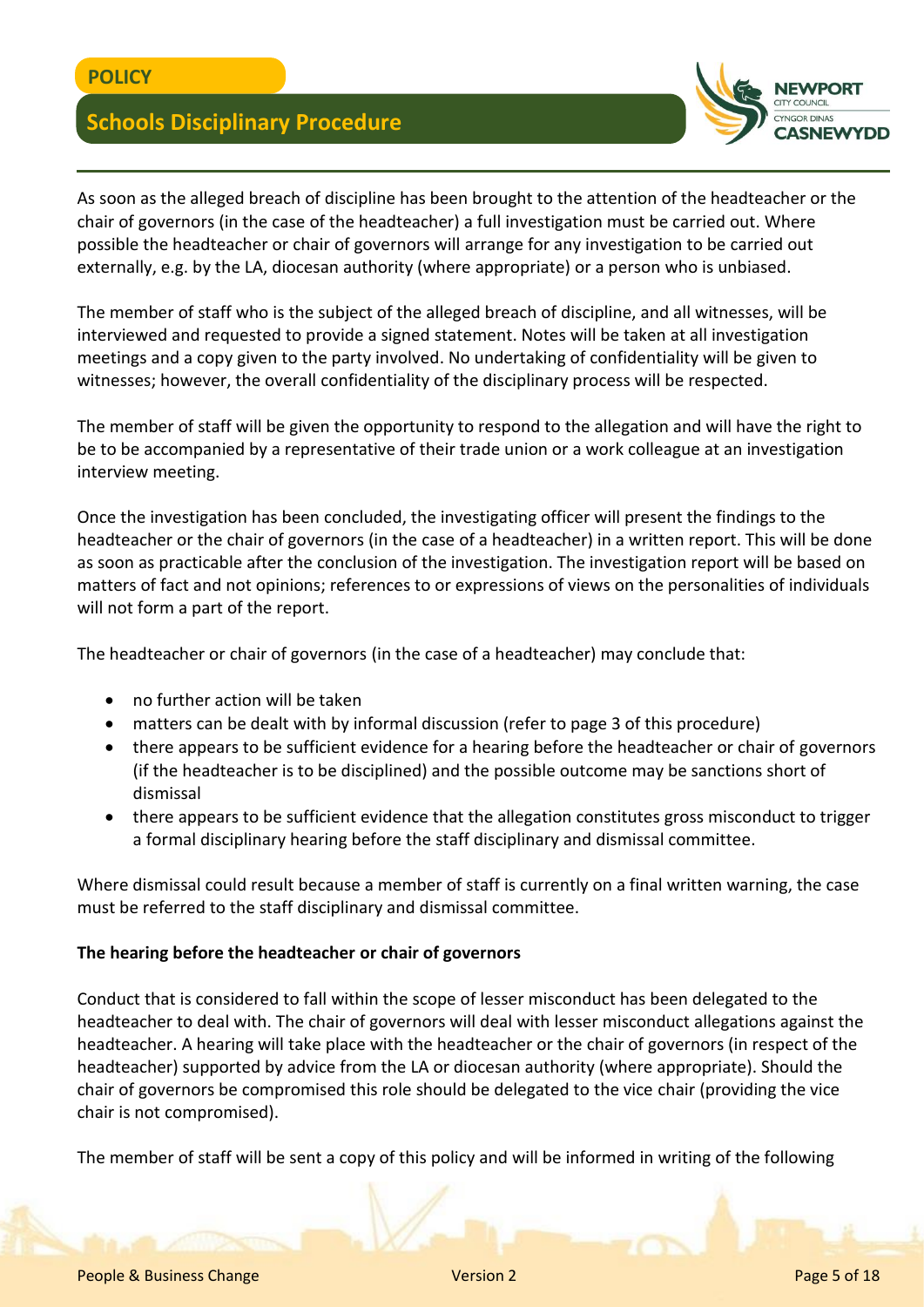As soon as the alleged breach of discipline has been brought to the attention of the headteacher or the chair of governors (in the case of the headteacher) a full investigation must be carried out. Where possible the headteacher or chair of governors will arrange for any investigation to be carried out externally, e.g. by the LA, diocesan authority (where appropriate) or a person who is unbiased.

The member of staff who is the subject of the alleged breach of discipline, and all witnesses, will be interviewed and requested to provide a signed statement. Notes will be taken at all investigation meetings and a copy given to the party involved. No undertaking of confidentiality will be given to witnesses; however, the overall confidentiality of the disciplinary process will be respected.

The member of staff will be given the opportunity to respond to the allegation and will have the right to be to be accompanied by a representative of their trade union or a work colleague at an investigation interview meeting.

Once the investigation has been concluded, the investigating officer will present the findings to the headteacher or the chair of governors (in the case of a headteacher) in a written report. This will be done as soon as practicable after the conclusion of the investigation. The investigation report will be based on matters of fact and not opinions; references to or expressions of views on the personalities of individuals will not form a part of the report.

The headteacher or chair of governors (in the case of a headteacher) may conclude that:

- no further action will be taken
- matters can be dealt with by informal discussion (refer to page 3 of this procedure)
- there appears to be sufficient evidence for a hearing before the headteacher or chair of governors (if the headteacher is to be disciplined) and the possible outcome may be sanctions short of dismissal
- there appears to be sufficient evidence that the allegation constitutes gross misconduct to trigger a formal disciplinary hearing before the staff disciplinary and dismissal committee.

Where dismissal could result because a member of staff is currently on a final written warning, the case must be referred to the staff disciplinary and dismissal committee.

**The hearing before the headteacher or chair of governors**

Conduct that is considered to fall within the scope of lesser misconduct has been delegated to the headteacher to deal with. The chair of governors will deal with lesser misconduct allegations against the headteacher. A hearing will take place with the headteacher or the chair of governors (in respect of the headteacher) supported by advice from the LA or diocesan authority (where appropriate). Should the chair of governors be compromised this role should be delegated to the vice chair (providing the vice chair is not compromised).

The member of staff will be sent a copy of this policy and will be informed in writing of the following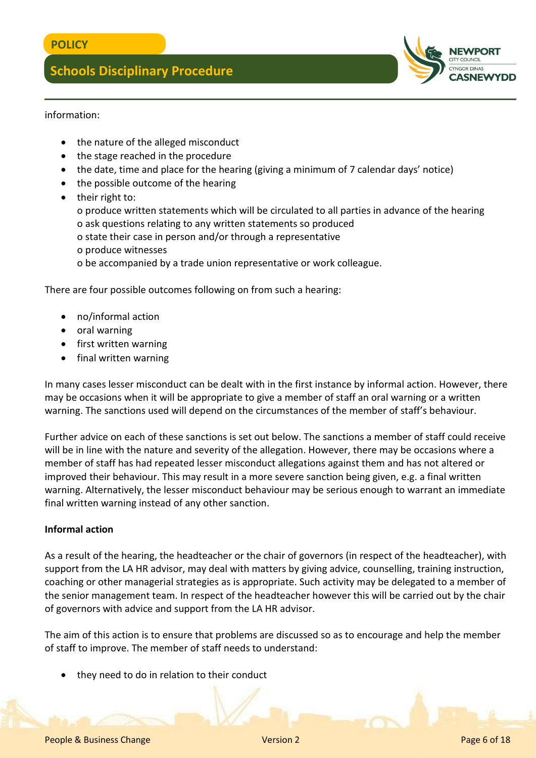information:

- the nature of the alleged misconduct
- the stage reached in the procedure
- the date, time and place for the hearing (giving a minimum of 7 calendar days' notice)
- the possible outcome of the hearing
- their right to:
  - o produce written statements which will be circulated to all parties in advance of the hearing
  - o ask questions relating to any written statements so produced
  - o state their case in person and/or through a representative
  - o produce witnesses
  - o be accompanied by a trade union representative or work colleague.

There are four possible outcomes following on from such a hearing:

- no/informal action
- oral warning
- first written warning
- final written warning

In many cases lesser misconduct can be dealt with in the first instance by informal action. However, there may be occasions when it will be appropriate to give a member of staff an oral warning or a written warning. The sanctions used will depend on the circumstances of the member of staff's behaviour.

Further advice on each of these sanctions is set out below. The sanctions a member of staff could receive will be in line with the nature and severity of the allegation. However, there may be occasions where a member of staff has had repeated lesser misconduct allegations against them and has not altered or improved their behaviour. This may result in a more severe sanction being given, e.g. a final written warning. Alternatively, the lesser misconduct behaviour may be serious enough to warrant an immediate final written warning instead of any other sanction.

**Informal action**

As a result of the hearing, the headteacher or the chair of governors (in respect of the headteacher), with support from the LA HR advisor, may deal with matters by giving advice, counselling, training instruction, coaching or other managerial strategies as is appropriate. Such activity may be delegated to a member of the senior management team. In respect of the headteacher however this will be carried out by the chair of governors with advice and support from the LA HR advisor.

The aim of this action is to ensure that problems are discussed so as to encourage and help the member of staff to improve. The member of staff needs to understand:

- they need to do in relation to their conduct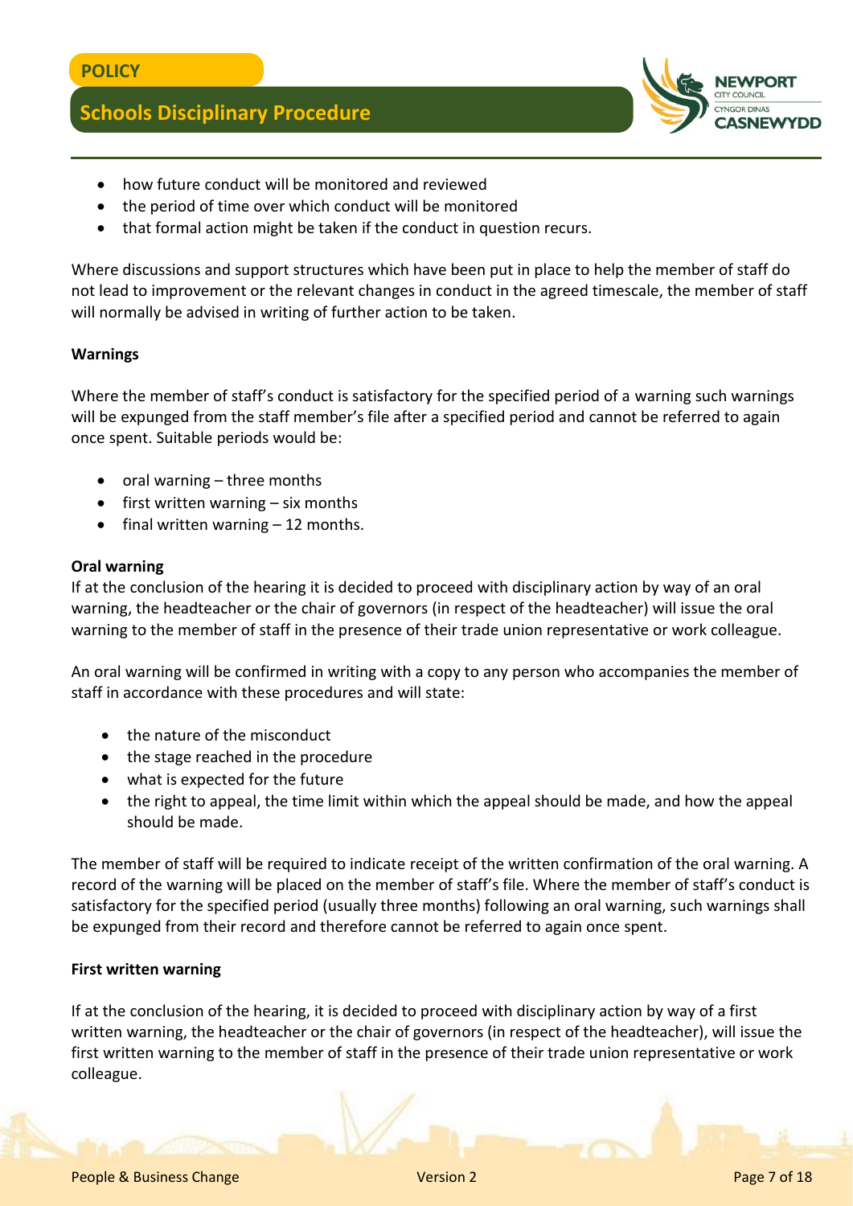- how future conduct will be monitored and reviewed
- the period of time over which conduct will be monitored
- that formal action might be taken if the conduct in question recurs.

Where discussions and support structures which have been put in place to help the member of staff do not lead to improvement or the relevant changes in conduct in the agreed timescale, the member of staff will normally be advised in writing of further action to be taken.

**Warnings**

Where the member of staff's conduct is satisfactory for the specified period of a warning such warnings will be expunged from the staff member's file after a specified period and cannot be referred to again once spent. Suitable periods would be:

- oral warning – three months
- first written warning – six months
- final written warning – 12 months.

**Oral warning**

If at the conclusion of the hearing it is decided to proceed with disciplinary action by way of an oral warning, the headteacher or the chair of governors (in respect of the headteacher) will issue the oral warning to the member of staff in the presence of their trade union representative or work colleague.

An oral warning will be confirmed in writing with a copy to any person who accompanies the member of staff in accordance with these procedures and will state:

- the nature of the misconduct
- the stage reached in the procedure
- what is expected for the future
- the right to appeal, the time limit within which the appeal should be made, and how the appeal should be made.

The member of staff will be required to indicate receipt of the written confirmation of the oral warning. A record of the warning will be placed on the member of staff's file. Where the member of staff's conduct is satisfactory for the specified period (usually three months) following an oral warning, such warnings shall be expunged from their record and therefore cannot be referred to again once spent.

**First written warning**

If at the conclusion of the hearing, it is decided to proceed with disciplinary action by way of a first written warning, the headteacher or the chair of governors (in respect of the headteacher), will issue the first written warning to the member of staff in the presence of their trade union representative or work colleague.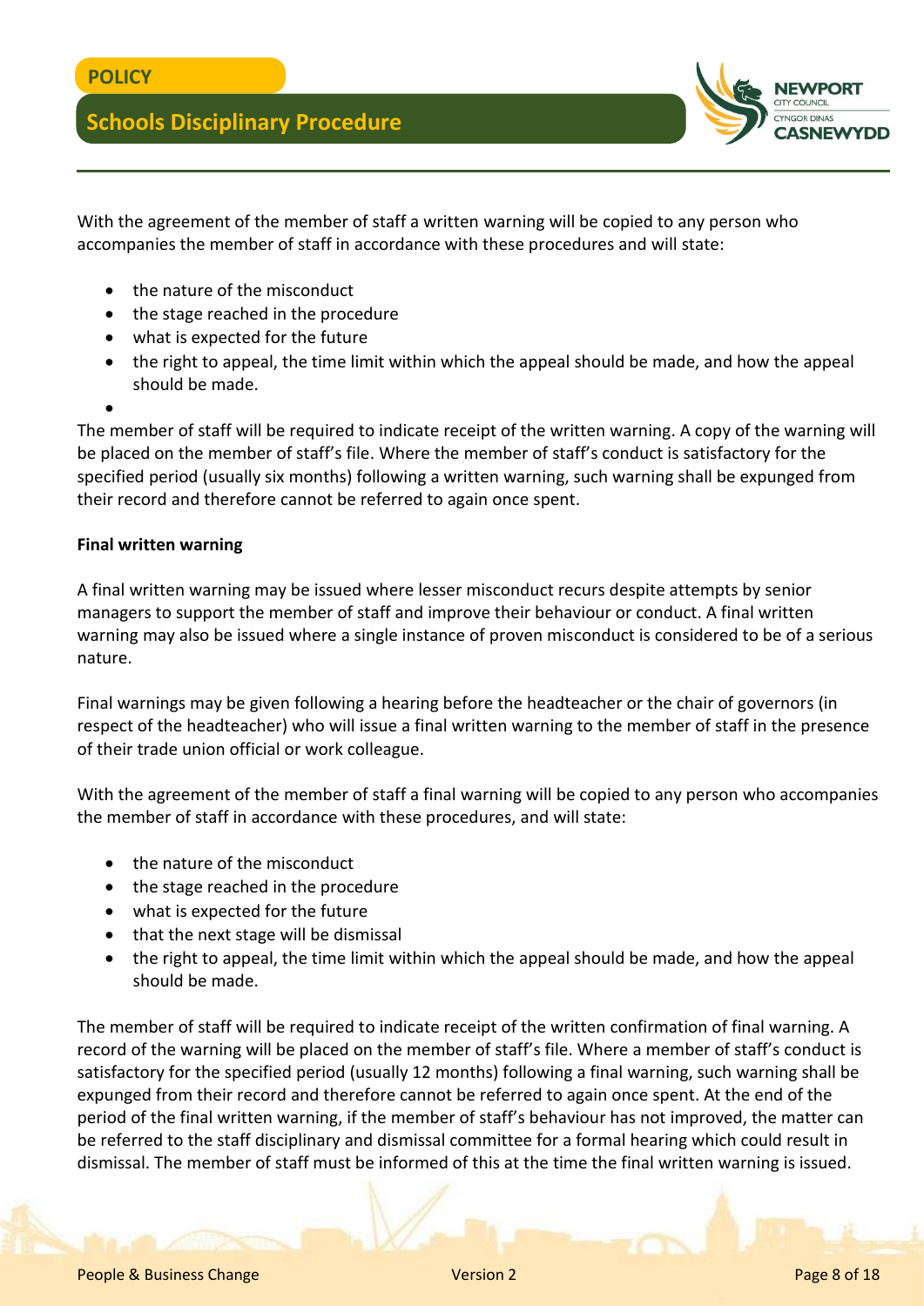With the agreement of the member of staff a written warning will be copied to any person who accompanies the member of staff in accordance with these procedures and will state:

- the nature of the misconduct
- the stage reached in the procedure
- what is expected for the future
- the right to appeal, the time limit within which the appeal should be made, and how the appeal should be made.

The member of staff will be required to indicate receipt of the written warning. A copy of the warning will be placed on the member of staff's file. Where the member of staff's conduct is satisfactory for the specified period (usually six months) following a written warning, such warning shall be expunged from their record and therefore cannot be referred to again once spent.

**Final written warning**

A final written warning may be issued where lesser misconduct recurs despite attempts by senior managers to support the member of staff and improve their behaviour or conduct. A final written warning may also be issued where a single instance of proven misconduct is considered to be of a serious nature.

Final warnings may be given following a hearing before the headteacher or the chair of governors (in respect of the headteacher) who will issue a final written warning to the member of staff in the presence of their trade union official or work colleague.

With the agreement of the member of staff a final warning will be copied to any person who accompanies the member of staff in accordance with these procedures, and will state:

- the nature of the misconduct
- the stage reached in the procedure
- what is expected for the future
- that the next stage will be dismissal
- the right to appeal, the time limit within which the appeal should be made, and how the appeal should be made.

The member of staff will be required to indicate receipt of the written confirmation of final warning. A record of the warning will be placed on the member of staff's file. Where a member of staff's conduct is satisfactory for the specified period (usually 12 months) following a final warning, such warning shall be expunged from their record and therefore cannot be referred to again once spent. At the end of the period of the final written warning, if the member of staff's behaviour has not improved, the matter can be referred to the staff disciplinary and dismissal committee for a formal hearing which could result in dismissal. The member of staff must be informed of this at the time the final written warning is issued.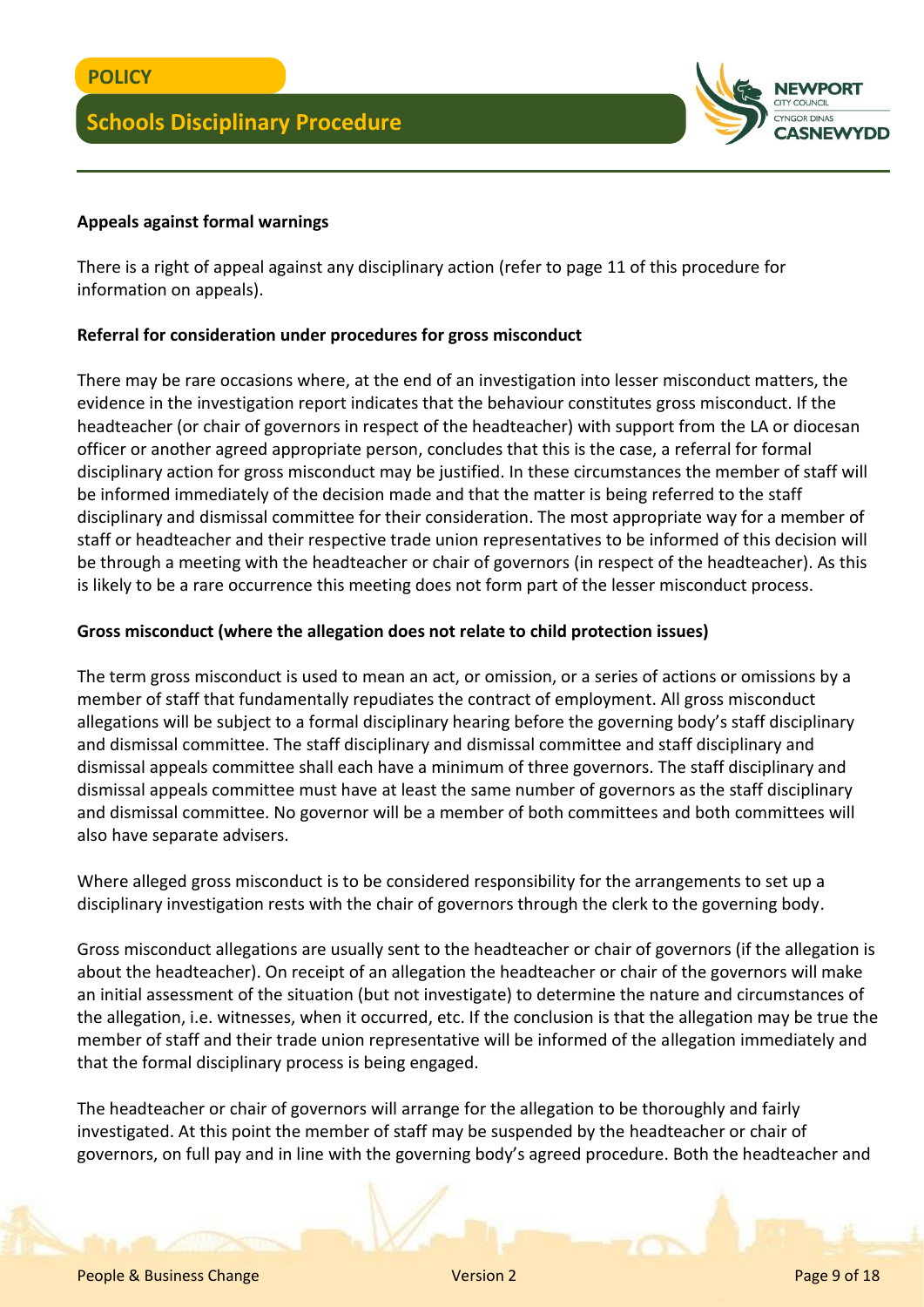**Appeals against formal warnings**

There is a right of appeal against any disciplinary action (refer to page 11 of this procedure for information on appeals).

**Referral for consideration under procedures for gross misconduct**

There may be rare occasions where, at the end of an investigation into lesser misconduct matters, the evidence in the investigation report indicates that the behaviour constitutes gross misconduct. If the headteacher (or chair of governors in respect of the headteacher) with support from the LA or diocesan officer or another agreed appropriate person, concludes that this is the case, a referral for formal disciplinary action for gross misconduct may be justified. In these circumstances the member of staff will be informed immediately of the decision made and that the matter is being referred to the staff disciplinary and dismissal committee for their consideration. The most appropriate way for a member of staff or headteacher and their respective trade union representatives to be informed of this decision will be through a meeting with the headteacher or chair of governors (in respect of the headteacher). As this is likely to be a rare occurrence this meeting does not form part of the lesser misconduct process.

**Gross misconduct (where the allegation does not relate to child protection issues)**

The term gross misconduct is used to mean an act, or omission, or a series of actions or omissions by a member of staff that fundamentally repudiates the contract of employment. All gross misconduct allegations will be subject to a formal disciplinary hearing before the governing body's staff disciplinary and dismissal committee. The staff disciplinary and dismissal committee and staff disciplinary and dismissal appeals committee shall each have a minimum of three governors. The staff disciplinary and dismissal appeals committee must have at least the same number of governors as the staff disciplinary and dismissal committee. No governor will be a member of both committees and both committees will also have separate advisers.

Where alleged gross misconduct is to be considered responsibility for the arrangements to set up a disciplinary investigation rests with the chair of governors through the clerk to the governing body.

Gross misconduct allegations are usually sent to the headteacher or chair of governors (if the allegation is about the headteacher). On receipt of an allegation the headteacher or chair of the governors will make an initial assessment of the situation (but not investigate) to determine the nature and circumstances of the allegation, i.e. witnesses, when it occurred, etc. If the conclusion is that the allegation may be true the member of staff and their trade union representative will be informed of the allegation immediately and that the formal disciplinary process is being engaged.

The headteacher or chair of governors will arrange for the allegation to be thoroughly and fairly investigated. At this point the member of staff may be suspended by the headteacher or chair of governors, on full pay and in line with the governing body's agreed procedure. Both the headteacher and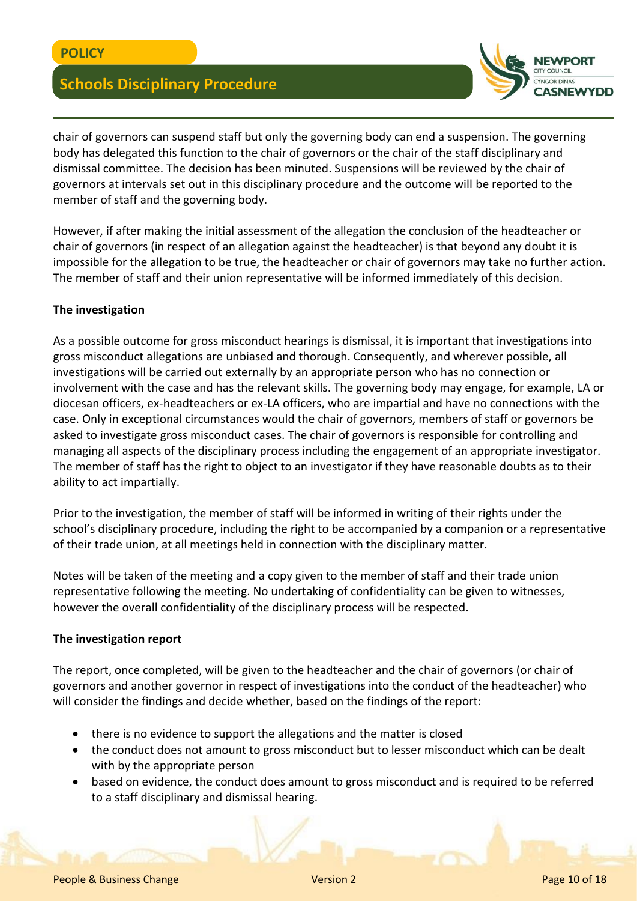chair of governors can suspend staff but only the governing body can end a suspension. The governing body has delegated this function to the chair of governors or the chair of the staff disciplinary and dismissal committee. The decision has been minuted. Suspensions will be reviewed by the chair of governors at intervals set out in this disciplinary procedure and the outcome will be reported to the member of staff and the governing body.

However, if after making the initial assessment of the allegation the conclusion of the headteacher or chair of governors (in respect of an allegation against the headteacher) is that beyond any doubt it is impossible for the allegation to be true, the headteacher or chair of governors may take no further action. The member of staff and their union representative will be informed immediately of this decision.

**The investigation**

As a possible outcome for gross misconduct hearings is dismissal, it is important that investigations into gross misconduct allegations are unbiased and thorough. Consequently, and wherever possible, all investigations will be carried out externally by an appropriate person who has no connection or involvement with the case and has the relevant skills. The governing body may engage, for example, LA or diocesan officers, ex-headteachers or ex-LA officers, who are impartial and have no connections with the case. Only in exceptional circumstances would the chair of governors, members of staff or governors be asked to investigate gross misconduct cases. The chair of governors is responsible for controlling and managing all aspects of the disciplinary process including the engagement of an appropriate investigator. The member of staff has the right to object to an investigator if they have reasonable doubts as to their ability to act impartially.

Prior to the investigation, the member of staff will be informed in writing of their rights under the school's disciplinary procedure, including the right to be accompanied by a companion or a representative of their trade union, at all meetings held in connection with the disciplinary matter.

Notes will be taken of the meeting and a copy given to the member of staff and their trade union representative following the meeting. No undertaking of confidentiality can be given to witnesses, however the overall confidentiality of the disciplinary process will be respected.

**The investigation report**

The report, once completed, will be given to the headteacher and the chair of governors (or chair of governors and another governor in respect of investigations into the conduct of the headteacher) who will consider the findings and decide whether, based on the findings of the report:

- there is no evidence to support the allegations and the matter is closed
- the conduct does not amount to gross misconduct but to lesser misconduct which can be dealt with by the appropriate person
- based on evidence, the conduct does amount to gross misconduct and is required to be referred to a staff disciplinary and dismissal hearing.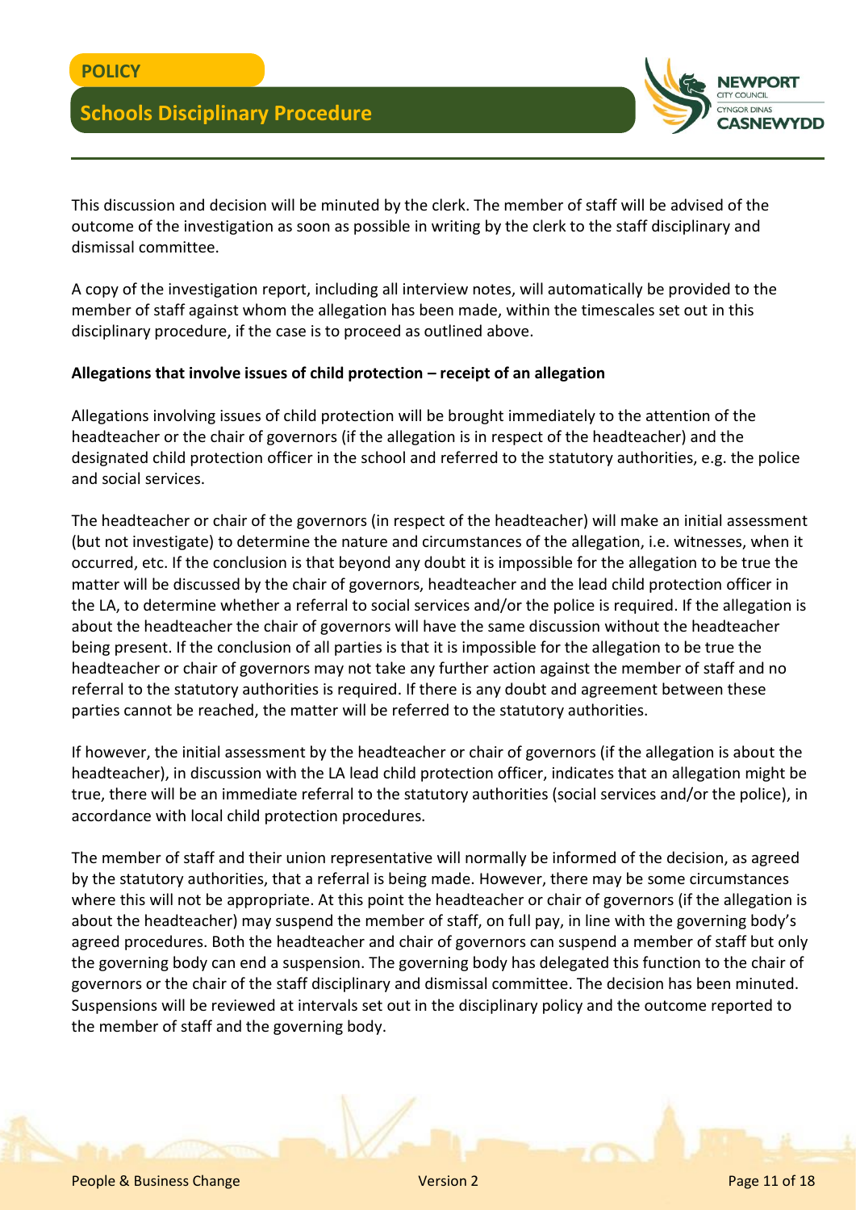This discussion and decision will be minuted by the clerk. The member of staff will be advised of the outcome of the investigation as soon as possible in writing by the clerk to the staff disciplinary and dismissal committee.

A copy of the investigation report, including all interview notes, will automatically be provided to the member of staff against whom the allegation has been made, within the timescales set out in this disciplinary procedure, if the case is to proceed as outlined above.

**Allegations that involve issues of child protection – receipt of an allegation**

Allegations involving issues of child protection will be brought immediately to the attention of the headteacher or the chair of governors (if the allegation is in respect of the headteacher) and the designated child protection officer in the school and referred to the statutory authorities, e.g. the police and social services.

The headteacher or chair of the governors (in respect of the headteacher) will make an initial assessment (but not investigate) to determine the nature and circumstances of the allegation, i.e. witnesses, when it occurred, etc. If the conclusion is that beyond any doubt it is impossible for the allegation to be true the matter will be discussed by the chair of governors, headteacher and the lead child protection officer in the LA, to determine whether a referral to social services and/or the police is required. If the allegation is about the headteacher the chair of governors will have the same discussion without the headteacher being present. If the conclusion of all parties is that it is impossible for the allegation to be true the headteacher or chair of governors may not take any further action against the member of staff and no referral to the statutory authorities is required. If there is any doubt and agreement between these parties cannot be reached, the matter will be referred to the statutory authorities.

If however, the initial assessment by the headteacher or chair of governors (if the allegation is about the headteacher), in discussion with the LA lead child protection officer, indicates that an allegation might be true, there will be an immediate referral to the statutory authorities (social services and/or the police), in accordance with local child protection procedures.

The member of staff and their union representative will normally be informed of the decision, as agreed by the statutory authorities, that a referral is being made. However, there may be some circumstances where this will not be appropriate. At this point the headteacher or chair of governors (if the allegation is about the headteacher) may suspend the member of staff, on full pay, in line with the governing body's agreed procedures. Both the headteacher and chair of governors can suspend a member of staff but only the governing body can end a suspension. The governing body has delegated this function to the chair of governors or the chair of the staff disciplinary and dismissal committee. The decision has been minuted. Suspensions will be reviewed at intervals set out in the disciplinary policy and the outcome reported to the member of staff and the governing body.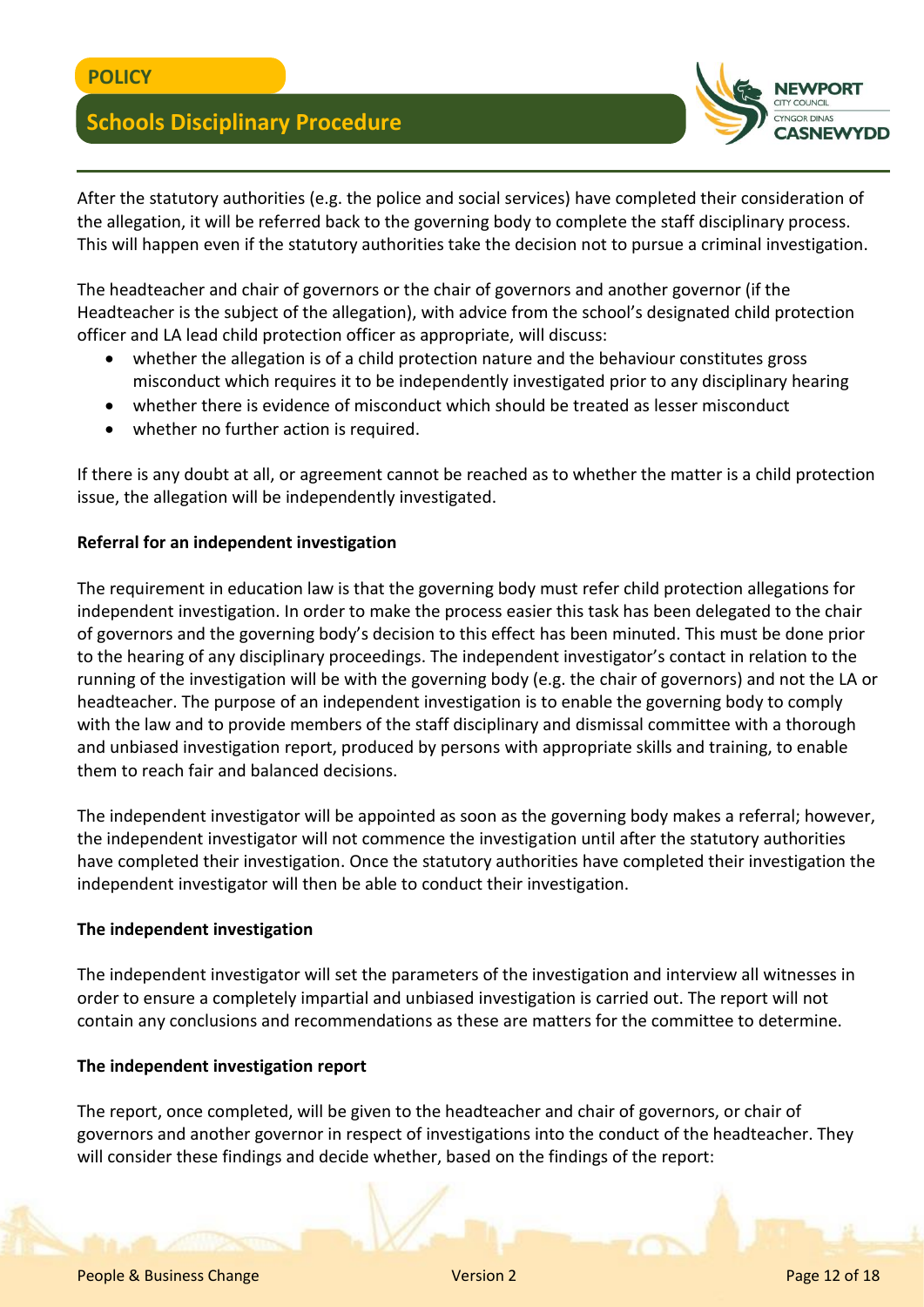After the statutory authorities (e.g. the police and social services) have completed their consideration of the allegation, it will be referred back to the governing body to complete the staff disciplinary process. This will happen even if the statutory authorities take the decision not to pursue a criminal investigation.

The headteacher and chair of governors or the chair of governors and another governor (if the Headteacher is the subject of the allegation), with advice from the school's designated child protection officer and LA lead child protection officer as appropriate, will discuss:

- whether the allegation is of a child protection nature and the behaviour constitutes gross misconduct which requires it to be independently investigated prior to any disciplinary hearing
- whether there is evidence of misconduct which should be treated as lesser misconduct
- whether no further action is required.

If there is any doubt at all, or agreement cannot be reached as to whether the matter is a child protection issue, the allegation will be independently investigated.

**Referral for an independent investigation**

The requirement in education law is that the governing body must refer child protection allegations for independent investigation. In order to make the process easier this task has been delegated to the chair of governors and the governing body's decision to this effect has been minuted. This must be done prior to the hearing of any disciplinary proceedings. The independent investigator's contact in relation to the running of the investigation will be with the governing body (e.g. the chair of governors) and not the LA or headteacher. The purpose of an independent investigation is to enable the governing body to comply with the law and to provide members of the staff disciplinary and dismissal committee with a thorough and unbiased investigation report, produced by persons with appropriate skills and training, to enable them to reach fair and balanced decisions.

The independent investigator will be appointed as soon as the governing body makes a referral; however, the independent investigator will not commence the investigation until after the statutory authorities have completed their investigation. Once the statutory authorities have completed their investigation the independent investigator will then be able to conduct their investigation.

**The independent investigation**

The independent investigator will set the parameters of the investigation and interview all witnesses in order to ensure a completely impartial and unbiased investigation is carried out. The report will not contain any conclusions and recommendations as these are matters for the committee to determine.

**The independent investigation report**

The report, once completed, will be given to the headteacher and chair of governors, or chair of governors and another governor in respect of investigations into the conduct of the headteacher. They will consider these findings and decide whether, based on the findings of the report: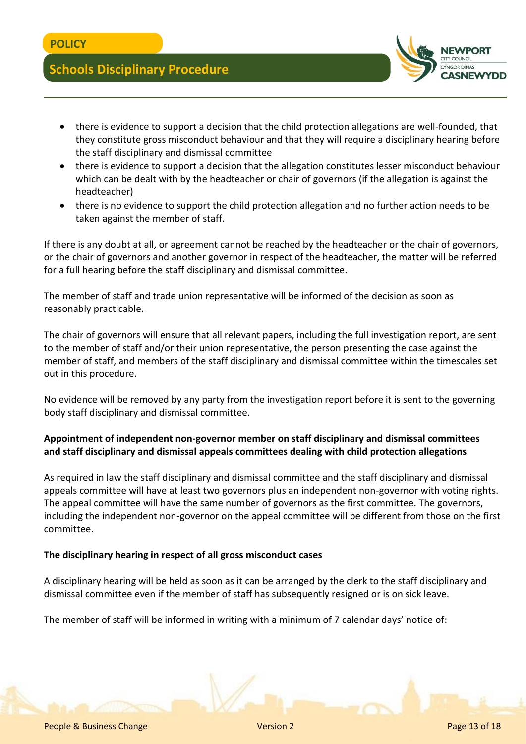- there is evidence to support a decision that the child protection allegations are well-founded, that they constitute gross misconduct behaviour and that they will require a disciplinary hearing before the staff disciplinary and dismissal committee
- there is evidence to support a decision that the allegation constitutes lesser misconduct behaviour which can be dealt with by the headteacher or chair of governors (if the allegation is against the headteacher)
- there is no evidence to support the child protection allegation and no further action needs to be taken against the member of staff.

If there is any doubt at all, or agreement cannot be reached by the headteacher or the chair of governors, or the chair of governors and another governor in respect of the headteacher, the matter will be referred for a full hearing before the staff disciplinary and dismissal committee.

The member of staff and trade union representative will be informed of the decision as soon as reasonably practicable.

The chair of governors will ensure that all relevant papers, including the full investigation report, are sent to the member of staff and/or their union representative, the person presenting the case against the member of staff, and members of the staff disciplinary and dismissal committee within the timescales set out in this procedure.

No evidence will be removed by any party from the investigation report before it is sent to the governing body staff disciplinary and dismissal committee.

**Appointment of independent non-governor member on staff disciplinary and dismissal committees and staff disciplinary and dismissal appeals committees dealing with child protection allegations**

As required in law the staff disciplinary and dismissal committee and the staff disciplinary and dismissal appeals committee will have at least two governors plus an independent non-governor with voting rights. The appeal committee will have the same number of governors as the first committee. The governors, including the independent non-governor on the appeal committee will be different from those on the first committee.

**The disciplinary hearing in respect of all gross misconduct cases**

A disciplinary hearing will be held as soon as it can be arranged by the clerk to the staff disciplinary and dismissal committee even if the member of staff has subsequently resigned or is on sick leave.

The member of staff will be informed in writing with a minimum of 7 calendar days' notice of: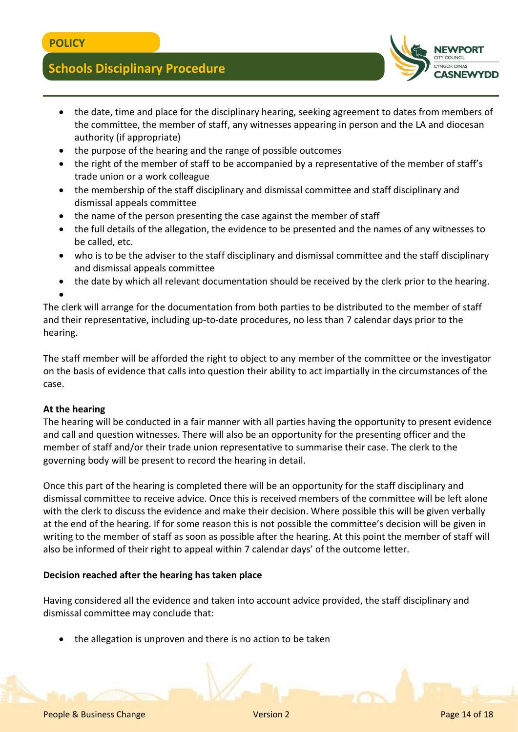- the date, time and place for the disciplinary hearing, seeking agreement to dates from members of the committee, the member of staff, any witnesses appearing in person and the LA and diocesan authority (if appropriate)
- the purpose of the hearing and the range of possible outcomes
- the right of the member of staff to be accompanied by a representative of the member of staff's trade union or a work colleague
- the membership of the staff disciplinary and dismissal committee and staff disciplinary and dismissal appeals committee
- the name of the person presenting the case against the member of staff
- the full details of the allegation, the evidence to be presented and the names of any witnesses to be called, etc.
- who is to be the adviser to the staff disciplinary and dismissal committee and the staff disciplinary and dismissal appeals committee
- the date by which all relevant documentation should be received by the clerk prior to the hearing.

The clerk will arrange for the documentation from both parties to be distributed to the member of staff and their representative, including up-to-date procedures, no less than 7 calendar days prior to the hearing.

The staff member will be afforded the right to object to any member of the committee or the investigator on the basis of evidence that calls into question their ability to act impartially in the circumstances of the case.

**At the hearing**

The hearing will be conducted in a fair manner with all parties having the opportunity to present evidence and call and question witnesses. There will also be an opportunity for the presenting officer and the member of staff and/or their trade union representative to summarise their case. The clerk to the governing body will be present to record the hearing in detail.

Once this part of the hearing is completed there will be an opportunity for the staff disciplinary and dismissal committee to receive advice. Once this is received members of the committee will be left alone with the clerk to discuss the evidence and make their decision. Where possible this will be given verbally at the end of the hearing. If for some reason this is not possible the committee's decision will be given in writing to the member of staff as soon as possible after the hearing. At this point the member of staff will also be informed of their right to appeal within 7 calendar days' of the outcome letter.

**Decision reached after the hearing has taken place**

Having considered all the evidence and taken into account advice provided, the staff disciplinary and dismissal committee may conclude that:

- the allegation is unproven and there is no action to be taken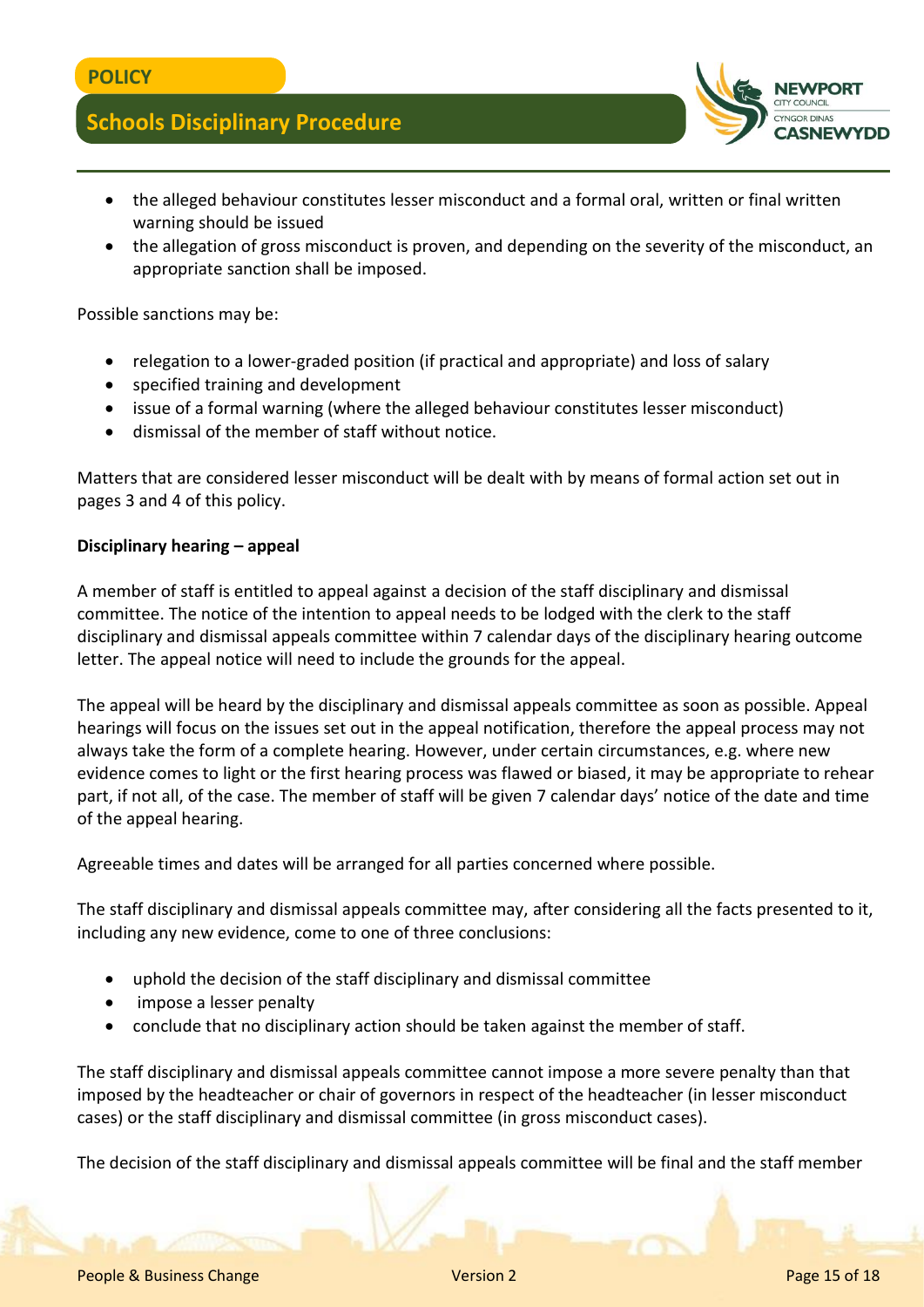- the alleged behaviour constitutes lesser misconduct and a formal oral, written or final written warning should be issued
- the allegation of gross misconduct is proven, and depending on the severity of the misconduct, an appropriate sanction shall be imposed.

Possible sanctions may be:

- relegation to a lower-graded position (if practical and appropriate) and loss of salary
- specified training and development
- issue of a formal warning (where the alleged behaviour constitutes lesser misconduct)
- dismissal of the member of staff without notice.

Matters that are considered lesser misconduct will be dealt with by means of formal action set out in pages 3 and 4 of this policy.

**Disciplinary hearing – appeal**

A member of staff is entitled to appeal against a decision of the staff disciplinary and dismissal committee. The notice of the intention to appeal needs to be lodged with the clerk to the staff disciplinary and dismissal appeals committee within 7 calendar days of the disciplinary hearing outcome letter. The appeal notice will need to include the grounds for the appeal.

The appeal will be heard by the disciplinary and dismissal appeals committee as soon as possible. Appeal hearings will focus on the issues set out in the appeal notification, therefore the appeal process may not always take the form of a complete hearing. However, under certain circumstances, e.g. where new evidence comes to light or the first hearing process was flawed or biased, it may be appropriate to rehear part, if not all, of the case. The member of staff will be given 7 calendar days' notice of the date and time of the appeal hearing.

Agreeable times and dates will be arranged for all parties concerned where possible.

The staff disciplinary and dismissal appeals committee may, after considering all the facts presented to it, including any new evidence, come to one of three conclusions:

- uphold the decision of the staff disciplinary and dismissal committee
- impose a lesser penalty
- conclude that no disciplinary action should be taken against the member of staff.

The staff disciplinary and dismissal appeals committee cannot impose a more severe penalty than that imposed by the headteacher or chair of governors in respect of the headteacher (in lesser misconduct cases) or the staff disciplinary and dismissal committee (in gross misconduct cases).

The decision of the staff disciplinary and dismissal appeals committee will be final and the staff member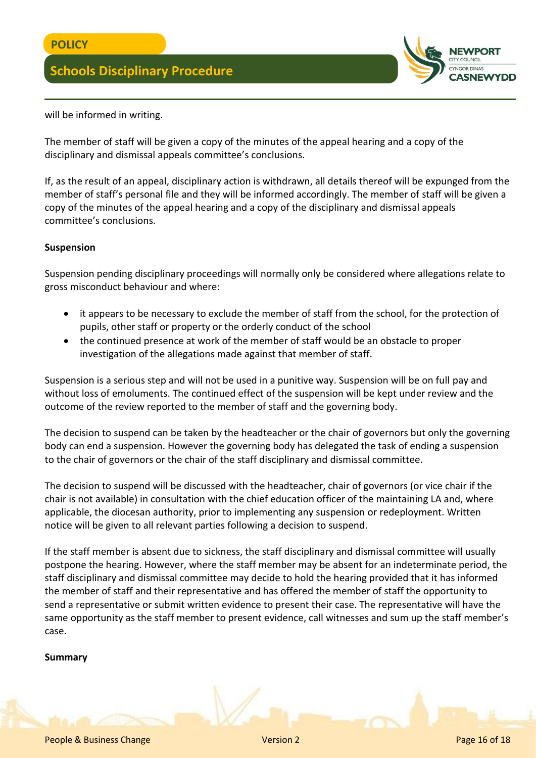will be informed in writing.

The member of staff will be given a copy of the minutes of the appeal hearing and a copy of the disciplinary and dismissal appeals committee's conclusions.

If, as the result of an appeal, disciplinary action is withdrawn, all details thereof will be expunged from the member of staff's personal file and they will be informed accordingly. The member of staff will be given a copy of the minutes of the appeal hearing and a copy of the disciplinary and dismissal appeals committee's conclusions.

**Suspension**

Suspension pending disciplinary proceedings will normally only be considered where allegations relate to gross misconduct behaviour and where:

- it appears to be necessary to exclude the member of staff from the school, for the protection of pupils, other staff or property or the orderly conduct of the school
- the continued presence at work of the member of staff would be an obstacle to proper investigation of the allegations made against that member of staff.

Suspension is a serious step and will not be used in a punitive way. Suspension will be on full pay and without loss of emoluments. The continued effect of the suspension will be kept under review and the outcome of the review reported to the member of staff and the governing body.

The decision to suspend can be taken by the headteacher or the chair of governors but only the governing body can end a suspension. However the governing body has delegated the task of ending a suspension to the chair of governors or the chair of the staff disciplinary and dismissal committee.

The decision to suspend will be discussed with the headteacher, chair of governors (or vice chair if the chair is not available) in consultation with the chief education officer of the maintaining LA and, where applicable, the diocesan authority, prior to implementing any suspension or redeployment. Written notice will be given to all relevant parties following a decision to suspend.

If the staff member is absent due to sickness, the staff disciplinary and dismissal committee will usually postpone the hearing. However, where the staff member may be absent for an indeterminate period, the staff disciplinary and dismissal committee may decide to hold the hearing provided that it has informed the member of staff and their representative and has offered the member of staff the opportunity to send a representative or submit written evidence to present their case. The representative will have the same opportunity as the staff member to present evidence, call witnesses and sum up the staff member's case.

**Summary**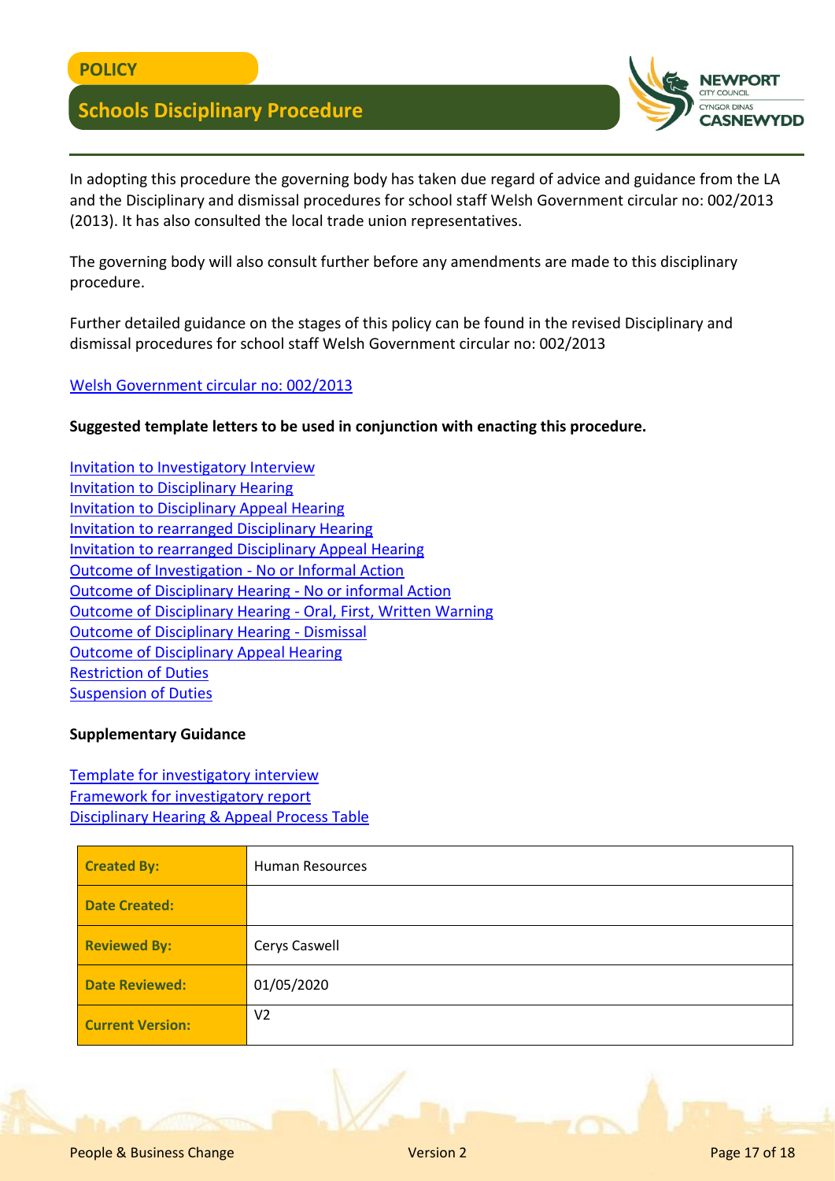In adopting this procedure the governing body has taken due regard of advice and guidance from the LA and the Disciplinary and dismissal procedures for school staff Welsh Government circular no: 002/2013 (2013). It has also consulted the local trade union representatives.

The governing body will also consult further before any amendments are made to this disciplinary procedure.

Further detailed guidance on the stages of this policy can be found in the revised Disciplinary and dismissal procedures for school staff Welsh Government circular no: 002/2013

Welsh Government circular no: 002/2013

**Suggested template letters to be used in conjunction with enacting this procedure.**

Invitation to Investigatory Interview
Invitation to Disciplinary Hearing
Invitation to Disciplinary Appeal Hearing
Invitation to rearranged Disciplinary Hearing
Invitation to rearranged Disciplinary Appeal Hearing
Outcome of Investigation - No or Informal Action
Outcome of Disciplinary Hearing - No or informal Action
Outcome of Disciplinary Hearing - Oral, First, Written Warning
Outcome of Disciplinary Hearing - Dismissal
Outcome of Disciplinary Appeal Hearing
Restriction of Duties
Suspension of Duties

**Supplementary Guidance**

Template for investigatory interview
Framework for investigatory report
Disciplinary Hearing & Appeal Process Table

| | |
|---|---|
| **Created By:** | Human Resources |
| **Date Created:** | |
| **Reviewed By:** | Cerys Caswell |
| **Date Reviewed:** | 01/05/2020 |
| **Current Version:** | V2 |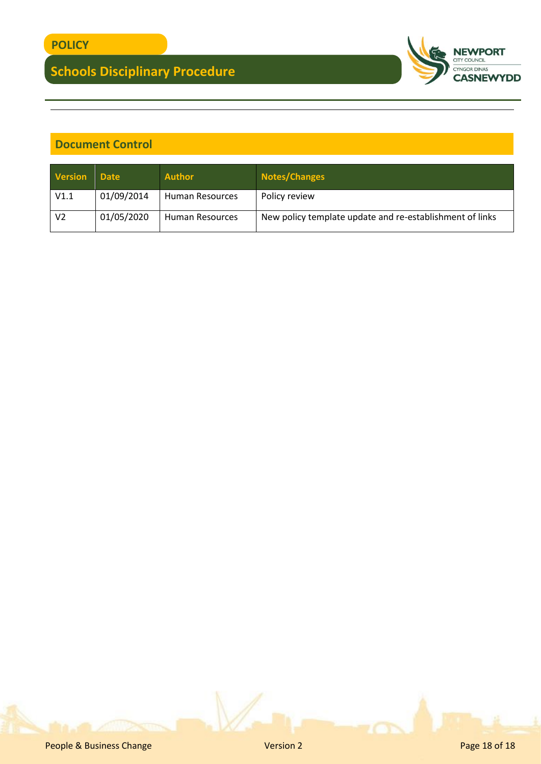## Document Control

| Version | Date | Author | Notes/Changes |
|---|---|---|---|
| V1.1 | 01/09/2014 | Human Resources | Policy review |
| V2 | 01/05/2020 | Human Resources | New policy template update and re-establishment of links |